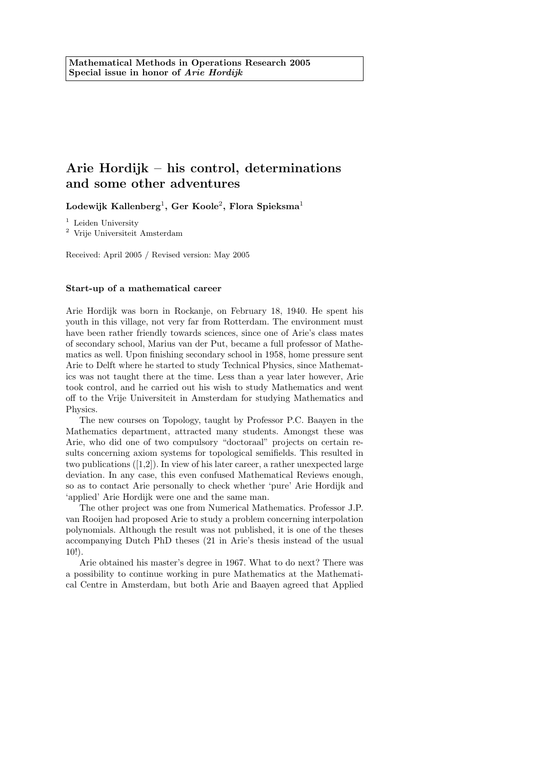**Mathematical Methods in Operations Research 2005**
**Special issue in honor of *Arie Hordijk***

# Arie Hordijk – his control, determinations and some other adventures

**Lodewijk Kallenberg**[1], **Ger Koole**[2], **Flora Spieksma**[1]

[1] Leiden University
[2] Vrije Universiteit Amsterdam

Received: April 2005 / Revised version: May 2005

### Start-up of a mathematical career

Arie Hordijk was born in Rockanje, on February 18, 1940. He spent his youth in this village, not very far from Rotterdam. The environment must have been rather friendly towards sciences, since one of Arie's class mates of secondary school, Marius van der Put, became a full professor of Mathematics as well. Upon finishing secondary school in 1958, home pressure sent Arie to Delft where he started to study Technical Physics, since Mathematics was not taught there at the time. Less than a year later however, Arie took control, and he carried out his wish to study Mathematics and went off to the Vrije Universiteit in Amsterdam for studying Mathematics and Physics.

The new courses on Topology, taught by Professor P.C. Baayen in the Mathematics department, attracted many students. Amongst these was Arie, who did one of two compulsory "doctoraal" projects on certain results concerning axiom systems for topological semifields. This resulted in two publications ([1,2]). In view of his later career, a rather unexpected large deviation. In any case, this even confused Mathematical Reviews enough, so as to contact Arie personally to check whether 'pure' Arie Hordijk and 'applied' Arie Hordijk were one and the same man.

The other project was one from Numerical Mathematics. Professor J.P. van Rooijen had proposed Arie to study a problem concerning interpolation polynomials. Although the result was not published, it is one of the theses accompanying Dutch PhD theses (21 in Arie's thesis instead of the usual 10!).

Arie obtained his master's degree in 1967. What to do next? There was a possibility to continue working in pure Mathematics at the Mathematical Centre in Amsterdam, but both Arie and Baayen agreed that Applied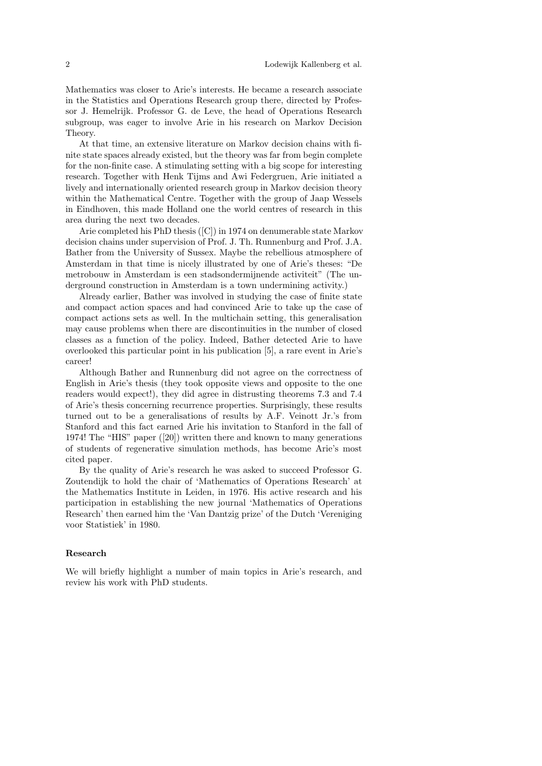Mathematics was closer to Arie's interests. He became a research associate in the Statistics and Operations Research group there, directed by Professor J. Hemelrijk. Professor G. de Leve, the head of Operations Research subgroup, was eager to involve Arie in his research on Markov Decision Theory.

At that time, an extensive literature on Markov decision chains with finite state spaces already existed, but the theory was far from begin complete for the non-finite case. A stimulating setting with a big scope for interesting research. Together with Henk Tijms and Awi Federgruen, Arie initiated a lively and internationally oriented research group in Markov decision theory within the Mathematical Centre. Together with the group of Jaap Wessels in Eindhoven, this made Holland one the world centres of research in this area during the next two decades.

Arie completed his PhD thesis ([C]) in 1974 on denumerable state Markov decision chains under supervision of Prof. J. Th. Runnenburg and Prof. J.A. Bather from the University of Sussex. Maybe the rebellious atmosphere of Amsterdam in that time is nicely illustrated by one of Arie's theses: "De metrobouw in Amsterdam is een stadsondermijnende activiteit" (The underground construction in Amsterdam is a town undermining activity.)

Already earlier, Bather was involved in studying the case of finite state and compact action spaces and had convinced Arie to take up the case of compact actions sets as well. In the multichain setting, this generalisation may cause problems when there are discontinuities in the number of closed classes as a function of the policy. Indeed, Bather detected Arie to have overlooked this particular point in his publication [5], a rare event in Arie's career!

Although Bather and Runnenburg did not agree on the correctness of English in Arie's thesis (they took opposite views and opposite to the one readers would expect!), they did agree in distrusting theorems 7.3 and 7.4 of Arie's thesis concerning recurrence properties. Surprisingly, these results turned out to be a generalisations of results by A.F. Veinott Jr.'s from Stanford and this fact earned Arie his invitation to Stanford in the fall of 1974! The "HIS" paper ([20]) written there and known to many generations of students of regenerative simulation methods, has become Arie's most cited paper.

By the quality of Arie's research he was asked to succeed Professor G. Zoutendijk to hold the chair of 'Mathematics of Operations Research' at the Mathematics Institute in Leiden, in 1976. His active research and his participation in establishing the new journal 'Mathematics of Operations Research' then earned him the 'Van Dantzig prize' of the Dutch 'Vereniging voor Statistiek' in 1980.

**Research**

We will briefly highlight a number of main topics in Arie's research, and review his work with PhD students.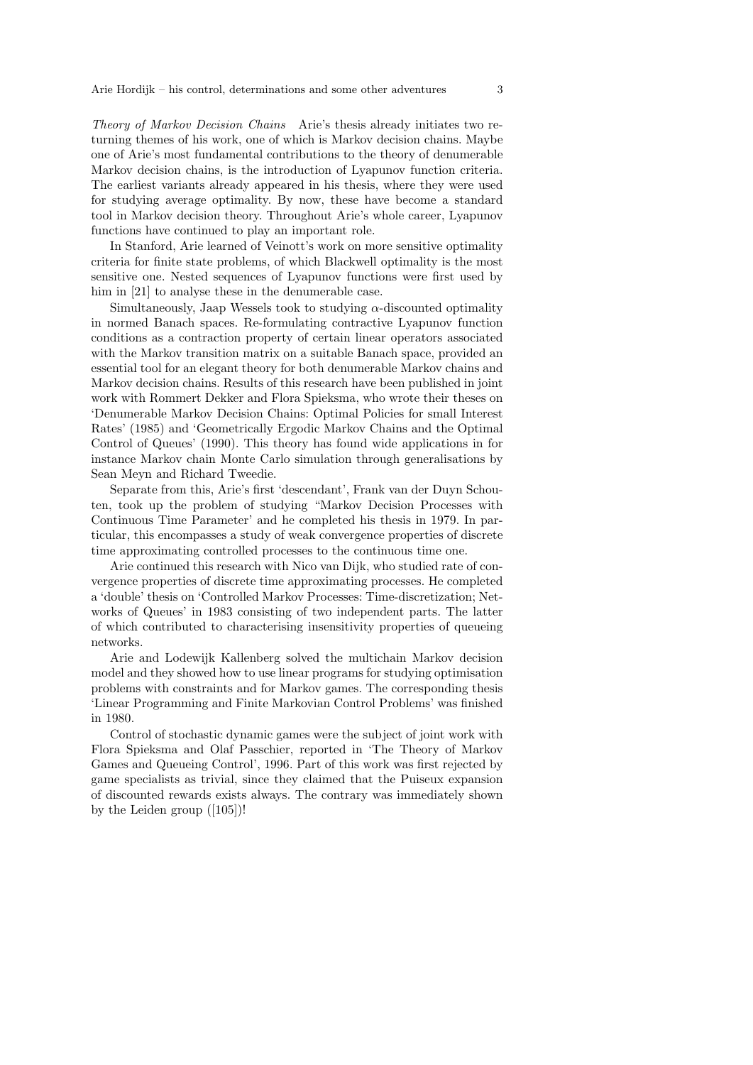*Theory of Markov Decision Chains* Arie's thesis already initiates two returning themes of his work, one of which is Markov decision chains. Maybe one of Arie's most fundamental contributions to the theory of denumerable Markov decision chains, is the introduction of Lyapunov function criteria. The earliest variants already appeared in his thesis, where they were used for studying average optimality. By now, these have become a standard tool in Markov decision theory. Throughout Arie's whole career, Lyapunov functions have continued to play an important role.

In Stanford, Arie learned of Veinott's work on more sensitive optimality criteria for finite state problems, of which Blackwell optimality is the most sensitive one. Nested sequences of Lyapunov functions were first used by him in [21] to analyse these in the denumerable case.

Simultaneously, Jaap Wessels took to studying $\alpha$-discounted optimality in normed Banach spaces. Re-formulating contractive Lyapunov function conditions as a contraction property of certain linear operators associated with the Markov transition matrix on a suitable Banach space, provided an essential tool for an elegant theory for both denumerable Markov chains and Markov decision chains. Results of this research have been published in joint work with Rommert Dekker and Flora Spieksma, who wrote their theses on 'Denumerable Markov Decision Chains: Optimal Policies for small Interest Rates' (1985) and 'Geometrically Ergodic Markov Chains and the Optimal Control of Queues' (1990). This theory has found wide applications in for instance Markov chain Monte Carlo simulation through generalisations by Sean Meyn and Richard Tweedie.

Separate from this, Arie's first 'descendant', Frank van der Duyn Schouten, took up the problem of studying "Markov Decision Processes with Continuous Time Parameter' and he completed his thesis in 1979. In particular, this encompasses a study of weak convergence properties of discrete time approximating controlled processes to the continuous time one.

Arie continued this research with Nico van Dijk, who studied rate of convergence properties of discrete time approximating processes. He completed a 'double' thesis on 'Controlled Markov Processes: Time-discretization; Networks of Queues' in 1983 consisting of two independent parts. The latter of which contributed to characterising insensitivity properties of queueing networks.

Arie and Lodewijk Kallenberg solved the multichain Markov decision model and they showed how to use linear programs for studying optimisation problems with constraints and for Markov games. The corresponding thesis 'Linear Programming and Finite Markovian Control Problems' was finished in 1980.

Control of stochastic dynamic games were the subject of joint work with Flora Spieksma and Olaf Passchier, reported in 'The Theory of Markov Games and Queueing Control', 1996. Part of this work was first rejected by game specialists as trivial, since they claimed that the Puiseux expansion of discounted rewards exists always. The contrary was immediately shown by the Leiden group ([105])!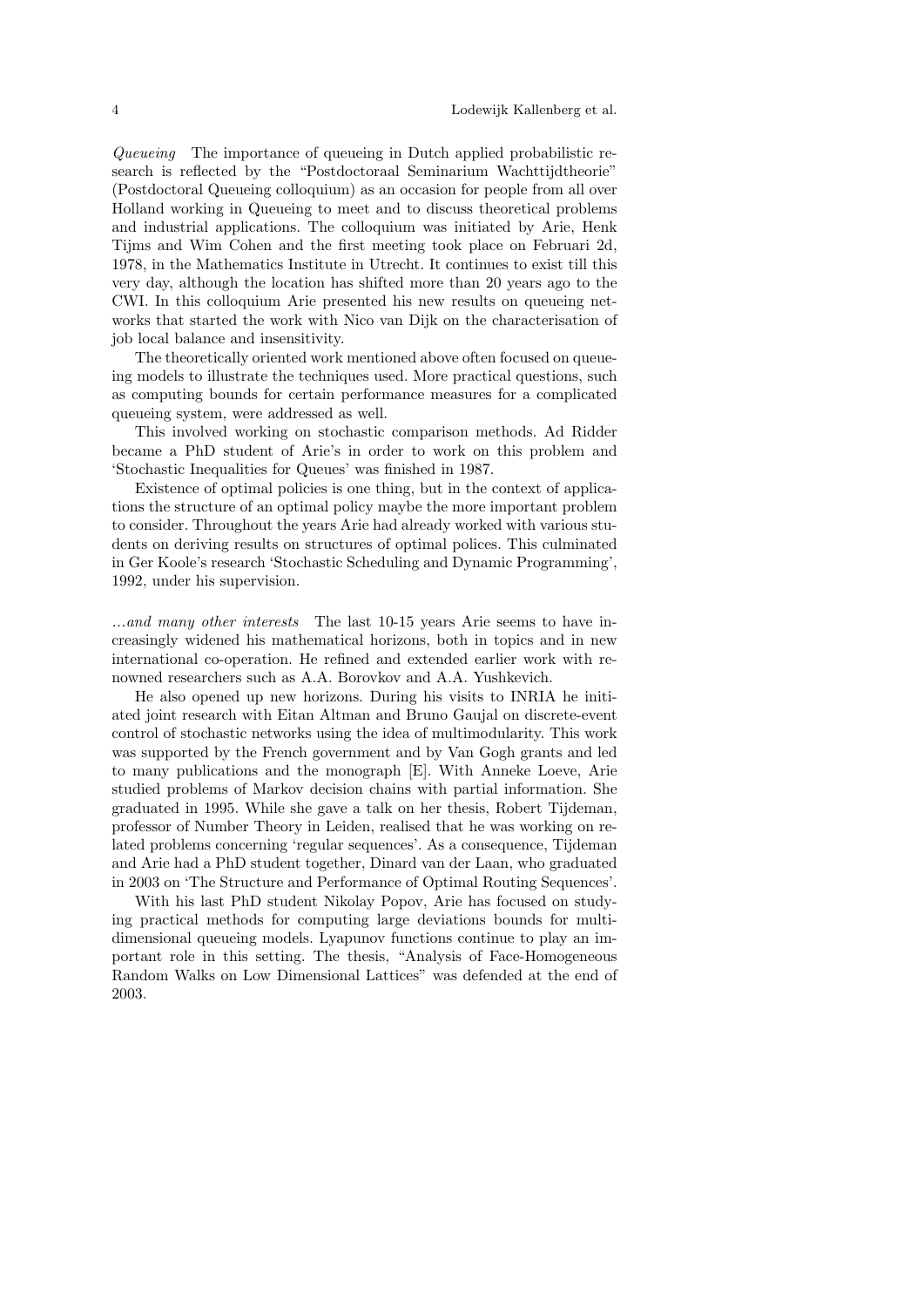*Queueing* The importance of queueing in Dutch applied probabilistic research is reflected by the "Postdoctoraal Seminarium Wachttijdtheorie" (Postdoctoral Queueing colloquium) as an occasion for people from all over Holland working in Queueing to meet and to discuss theoretical problems and industrial applications. The colloquium was initiated by Arie, Henk Tijms and Wim Cohen and the first meeting took place on Februari 2d, 1978, in the Mathematics Institute in Utrecht. It continues to exist till this very day, although the location has shifted more than 20 years ago to the CWI. In this colloquium Arie presented his new results on queueing networks that started the work with Nico van Dijk on the characterisation of job local balance and insensitivity.

The theoretically oriented work mentioned above often focused on queueing models to illustrate the techniques used. More practical questions, such as computing bounds for certain performance measures for a complicated queueing system, were addressed as well.

This involved working on stochastic comparison methods. Ad Ridder became a PhD student of Arie's in order to work on this problem and 'Stochastic Inequalities for Queues' was finished in 1987.

Existence of optimal policies is one thing, but in the context of applications the structure of an optimal policy maybe the more important problem to consider. Throughout the years Arie had already worked with various students on deriving results on structures of optimal polices. This culminated in Ger Koole's research 'Stochastic Scheduling and Dynamic Programming', 1992, under his supervision.

*...and many other interests* The last 10-15 years Arie seems to have increasingly widened his mathematical horizons, both in topics and in new international co-operation. He refined and extended earlier work with renowned researchers such as A.A. Borovkov and A.A. Yushkevich.

He also opened up new horizons. During his visits to INRIA he initiated joint research with Eitan Altman and Bruno Gaujal on discrete-event control of stochastic networks using the idea of multimodularity. This work was supported by the French government and by Van Gogh grants and led to many publications and the monograph [E]. With Anneke Loeve, Arie studied problems of Markov decision chains with partial information. She graduated in 1995. While she gave a talk on her thesis, Robert Tijdeman, professor of Number Theory in Leiden, realised that he was working on related problems concerning 'regular sequences'. As a consequence, Tijdeman and Arie had a PhD student together, Dinard van der Laan, who graduated in 2003 on 'The Structure and Performance of Optimal Routing Sequences'.

With his last PhD student Nikolay Popov, Arie has focused on studying practical methods for computing large deviations bounds for multidimensional queueing models. Lyapunov functions continue to play an important role in this setting. The thesis, "Analysis of Face-Homogeneous Random Walks on Low Dimensional Lattices" was defended at the end of 2003.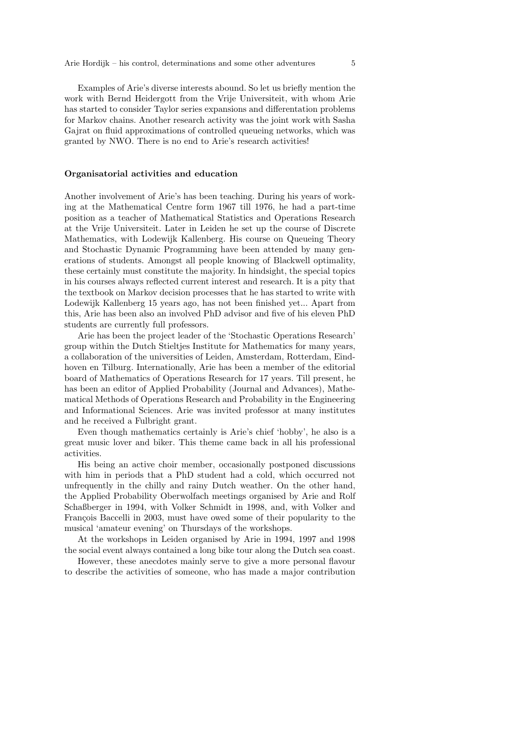Examples of Arie's diverse interests abound. So let us briefly mention the work with Bernd Heidergott from the Vrije Universiteit, with whom Arie has started to consider Taylor series expansions and differentation problems for Markov chains. Another research activity was the joint work with Sasha Gajrat on fluid approximations of controlled queueing networks, which was granted by NWO. There is no end to Arie's research activities!

### Organisatorial activities and education

Another involvement of Arie's has been teaching. During his years of working at the Mathematical Centre form 1967 till 1976, he had a part-time position as a teacher of Mathematical Statistics and Operations Research at the Vrije Universiteit. Later in Leiden he set up the course of Discrete Mathematics, with Lodewijk Kallenberg. His course on Queueing Theory and Stochastic Dynamic Programming have been attended by many generations of students. Amongst all people knowing of Blackwell optimality, these certainly must constitute the majority. In hindsight, the special topics in his courses always reflected current interest and research. It is a pity that the textbook on Markov decision processes that he has started to write with Lodewijk Kallenberg 15 years ago, has not been finished yet... Apart from this, Arie has been also an involved PhD advisor and five of his eleven PhD students are currently full professors.

Arie has been the project leader of the 'Stochastic Operations Research' group within the Dutch Stieltjes Institute for Mathematics for many years, a collaboration of the universities of Leiden, Amsterdam, Rotterdam, Eindhoven en Tilburg. Internationally, Arie has been a member of the editorial board of Mathematics of Operations Research for 17 years. Till present, he has been an editor of Applied Probability (Journal and Advances), Mathematical Methods of Operations Research and Probability in the Engineering and Informational Sciences. Arie was invited professor at many institutes and he received a Fulbright grant.

Even though mathematics certainly is Arie's chief 'hobby', he also is a great music lover and biker. This theme came back in all his professional activities.

His being an active choir member, occasionally postponed discussions with him in periods that a PhD student had a cold, which occurred not unfrequently in the chilly and rainy Dutch weather. On the other hand, the Applied Probability Oberwolfach meetings organised by Arie and Rolf Schaßberger in 1994, with Volker Schmidt in 1998, and, with Volker and François Baccelli in 2003, must have owed some of their popularity to the musical 'amateur evening' on Thursdays of the workshops.

At the workshops in Leiden organised by Arie in 1994, 1997 and 1998 the social event always contained a long bike tour along the Dutch sea coast.

However, these anecdotes mainly serve to give a more personal flavour to describe the activities of someone, who has made a major contribution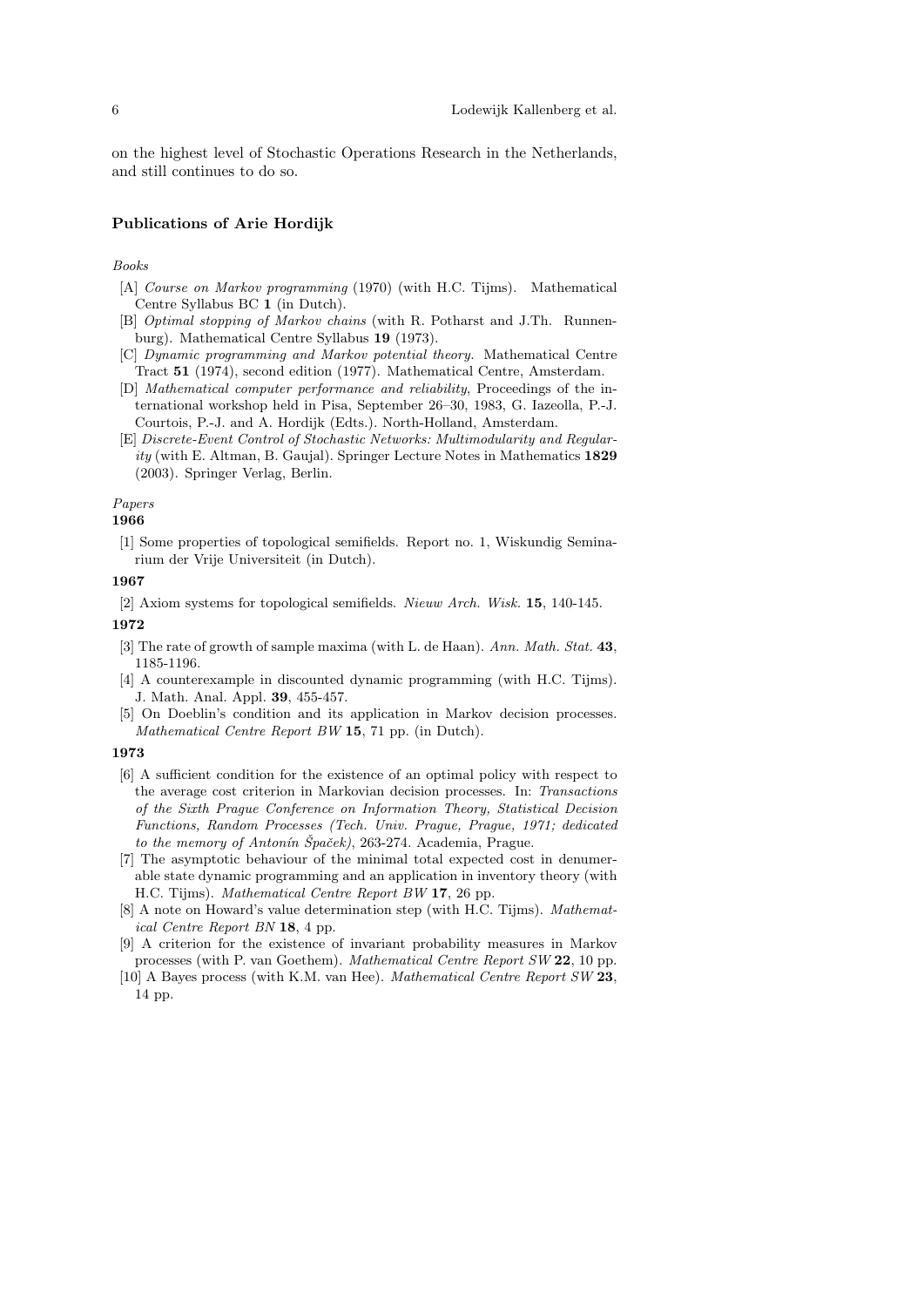on the highest level of Stochastic Operations Research in the Netherlands, and still continues to do so.

### Publications of Arie Hordijk

*Books*

[A] *Course on Markov programming* (1970) (with H.C. Tijms). Mathematical Centre Syllabus BC **1** (in Dutch).

[B] *Optimal stopping of Markov chains* (with R. Potharst and J.Th. Runnenburg). Mathematical Centre Syllabus **19** (1973).

[C] *Dynamic programming and Markov potential theory.* Mathematical Centre Tract **51** (1974), second edition (1977). Mathematical Centre, Amsterdam.

[D] *Mathematical computer performance and reliability*, Proceedings of the international workshop held in Pisa, September 26–30, 1983, G. Iazeolla, P.-J. Courtois, P.-J. and A. Hordijk (Edts.). North-Holland, Amsterdam.

[E] *Discrete-Event Control of Stochastic Networks: Multimodularity and Regularity* (with E. Altman, B. Gaujal). Springer Lecture Notes in Mathematics **1829** (2003). Springer Verlag, Berlin.

*Papers*

**1966**

[1] Some properties of topological semifields. Report no. 1, Wiskundig Seminarium der Vrije Universiteit (in Dutch).

**1967**

[2] Axiom systems for topological semifields. *Nieuw Arch. Wisk.* **15**, 140-145.

**1972**

[3] The rate of growth of sample maxima (with L. de Haan). *Ann. Math. Stat.* **43**, 1185-1196.

[4] A counterexample in discounted dynamic programming (with H.C. Tijms). J. Math. Anal. Appl. **39**, 455-457.

[5] On Doeblin's condition and its application in Markov decision processes. *Mathematical Centre Report BW* **15**, 71 pp. (in Dutch).

**1973**

[6] A sufficient condition for the existence of an optimal policy with respect to the average cost criterion in Markovian decision processes. In: *Transactions of the Sixth Prague Conference on Information Theory, Statistical Decision Functions, Random Processes (Tech. Univ. Prague, Prague, 1971; dedicated to the memory of Antonín Špaček)*, 263-274. Academia, Prague.

[7] The asymptotic behaviour of the minimal total expected cost in denumerable state dynamic programming and an application in inventory theory (with H.C. Tijms). *Mathematical Centre Report BW* **17**, 26 pp.

[8] A note on Howard's value determination step (with H.C. Tijms). *Mathematical Centre Report BN* **18**, 4 pp.

[9] A criterion for the existence of invariant probability measures in Markov processes (with P. van Goethem). *Mathematical Centre Report SW* **22**, 10 pp.

[10] A Bayes process (with K.M. van Hee). *Mathematical Centre Report SW* **23**, 14 pp.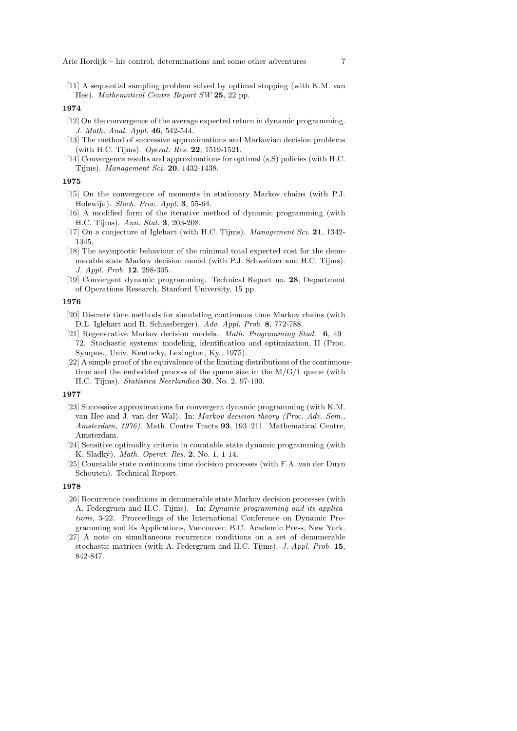[11] A sequential sampling problem solved by optimal stopping (with K.M. van Hee). *Mathematical Centre Report SW* **25**, 22 pp.

**1974**

[12] On the convergence of the average expected return in dynamic programming. *J. Math. Anal. Appl.* **46**, 542-544.

[13] The method of successive approximations and Markovian decision problems (with H.C. Tijms). *Operat. Res.* **22**, 1519-1521.

[14] Convergence results and approximations for optimal (s,S) policies (with H.C. Tijms). *Management Sci.* **20**, 1432-1438.

**1975**

[15] On the convergence of moments in stationary Markov chains (with P.J. Holewijn). *Stoch. Proc. Appl.* **3**, 55-64.

[16] A modified form of the iterative method of dynamic programming (with H.C. Tijms). *Ann. Stat.* **3**, 203-208.

[17] On a conjecture of Iglehart (with H.C. Tijms). *Management Sci.* **21**, 1342-1345.

[18] The asymptotic behaviour of the minimal total expected cost for the denumerable state Markov decision model (with P.J. Schweitzer and H.C. Tijms). *J. Appl. Prob.* **12**, 298-305.

[19] Convergent dynamic programming. Technical Report no. **28**, Department of Operations Research, Stanford University, 15 pp.

**1976**

[20] Discrete time methods for simulating continuous time Markov chains (with D.L. Iglehart and R. Schassberger). *Adv. Appl. Prob.* **8**, 772-788.

[21] Regenerative Markov decision models. *Math. Programming Stud.* **6**, 49–72. Stochastic systems: modeling, identification and optimization, II (Proc. Sympos., Univ. Kentucky, Lexington, Ky., 1975).

[22] A simple proof of the equivalence of the limiting distributions of the continuous-time and the embedded process of the queue size in the M/G/1 queue (with H.C. Tijms). *Statistica Neerlandica* **30**, No. 2, 97-100.

**1977**

[23] Successive approximations for convergent dynamic programming (with K.M. van Hee and J. van der Wal). In: *Markov decision theory (Proc. Adv. Sem., Amsterdam, 1976)*. Math. Centre Tracts **93**, 193–211. Mathematical Centre, Amsterdam.

[24] Sensitive optimality criteria in countable state dynamic programming (with K. Sladký). *Math. Operat. Res.* **2**, No. 1, 1-14.

[25] Countable state continuous time decision processes (with F.A. van der Duyn Schouten). Technical Report.

**1978**

[26] Recurrence conditions in denumerable state Markov decision processes (with A. Federgruen and H.C. Tijms). In: *Dynamic programming and its applications*, 3-22. Proceedings of the International Conference on Dynamic Programming and its Applications, Vancouver, B.C. Academic Press, New York.

[27] A note on simultaneous recurrence conditions on a set of denumerable stochastic matrices (with A. Federgruen and H.C. Tijms). *J. Appl. Prob.* **15**, 842-847.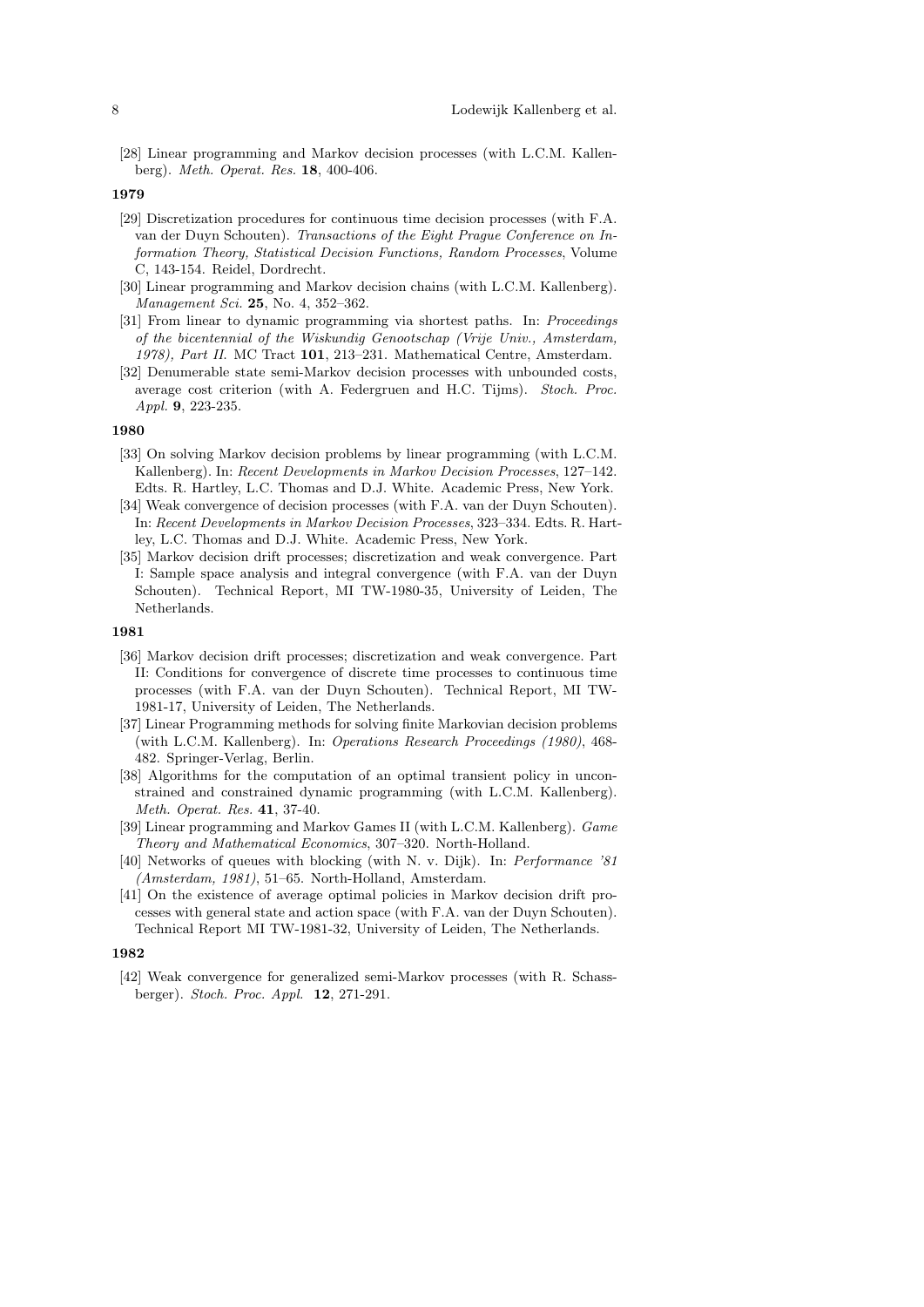[28] Linear programming and Markov decision processes (with L.C.M. Kallenberg). *Meth. Operat. Res.* **18**, 400-406.

**1979**

[29] Discretization procedures for continuous time decision processes (with F.A. van der Duyn Schouten). *Transactions of the Eight Prague Conference on Information Theory, Statistical Decision Functions, Random Processes*, Volume C, 143-154. Reidel, Dordrecht.

[30] Linear programming and Markov decision chains (with L.C.M. Kallenberg). *Management Sci.* **25**, No. 4, 352–362.

[31] From linear to dynamic programming via shortest paths. In: *Proceedings of the bicentennial of the Wiskundig Genootschap (Vrije Univ., Amsterdam, 1978), Part II.* MC Tract **101**, 213–231. Mathematical Centre, Amsterdam.

[32] Denumerable state semi-Markov decision processes with unbounded costs, average cost criterion (with A. Federgruen and H.C. Tijms). *Stoch. Proc. Appl.* **9**, 223-235.

**1980**

[33] On solving Markov decision problems by linear programming (with L.C.M. Kallenberg). In: *Recent Developments in Markov Decision Processes*, 127–142. Edts. R. Hartley, L.C. Thomas and D.J. White. Academic Press, New York.

[34] Weak convergence of decision processes (with F.A. van der Duyn Schouten). In: *Recent Developments in Markov Decision Processes*, 323–334. Edts. R. Hartley, L.C. Thomas and D.J. White. Academic Press, New York.

[35] Markov decision drift processes; discretization and weak convergence. Part I: Sample space analysis and integral convergence (with F.A. van der Duyn Schouten). Technical Report, MI TW-1980-35, University of Leiden, The Netherlands.

**1981**

[36] Markov decision drift processes; discretization and weak convergence. Part II: Conditions for convergence of discrete time processes to continuous time processes (with F.A. van der Duyn Schouten). Technical Report, MI TW-1981-17, University of Leiden, The Netherlands.

[37] Linear Programming methods for solving finite Markovian decision problems (with L.C.M. Kallenberg). In: *Operations Research Proceedings (1980)*, 468-482. Springer-Verlag, Berlin.

[38] Algorithms for the computation of an optimal transient policy in unconstrained and constrained dynamic programming (with L.C.M. Kallenberg). *Meth. Operat. Res.* **41**, 37-40.

[39] Linear programming and Markov Games II (with L.C.M. Kallenberg). *Game Theory and Mathematical Economics*, 307–320. North-Holland.

[40] Networks of queues with blocking (with N. v. Dijk). In: *Performance '81 (Amsterdam, 1981)*, 51–65. North-Holland, Amsterdam.

[41] On the existence of average optimal policies in Markov decision drift processes with general state and action space (with F.A. van der Duyn Schouten). Technical Report MI TW-1981-32, University of Leiden, The Netherlands.

**1982**

[42] Weak convergence for generalized semi-Markov processes (with R. Schassberger). *Stoch. Proc. Appl.* **12**, 271-291.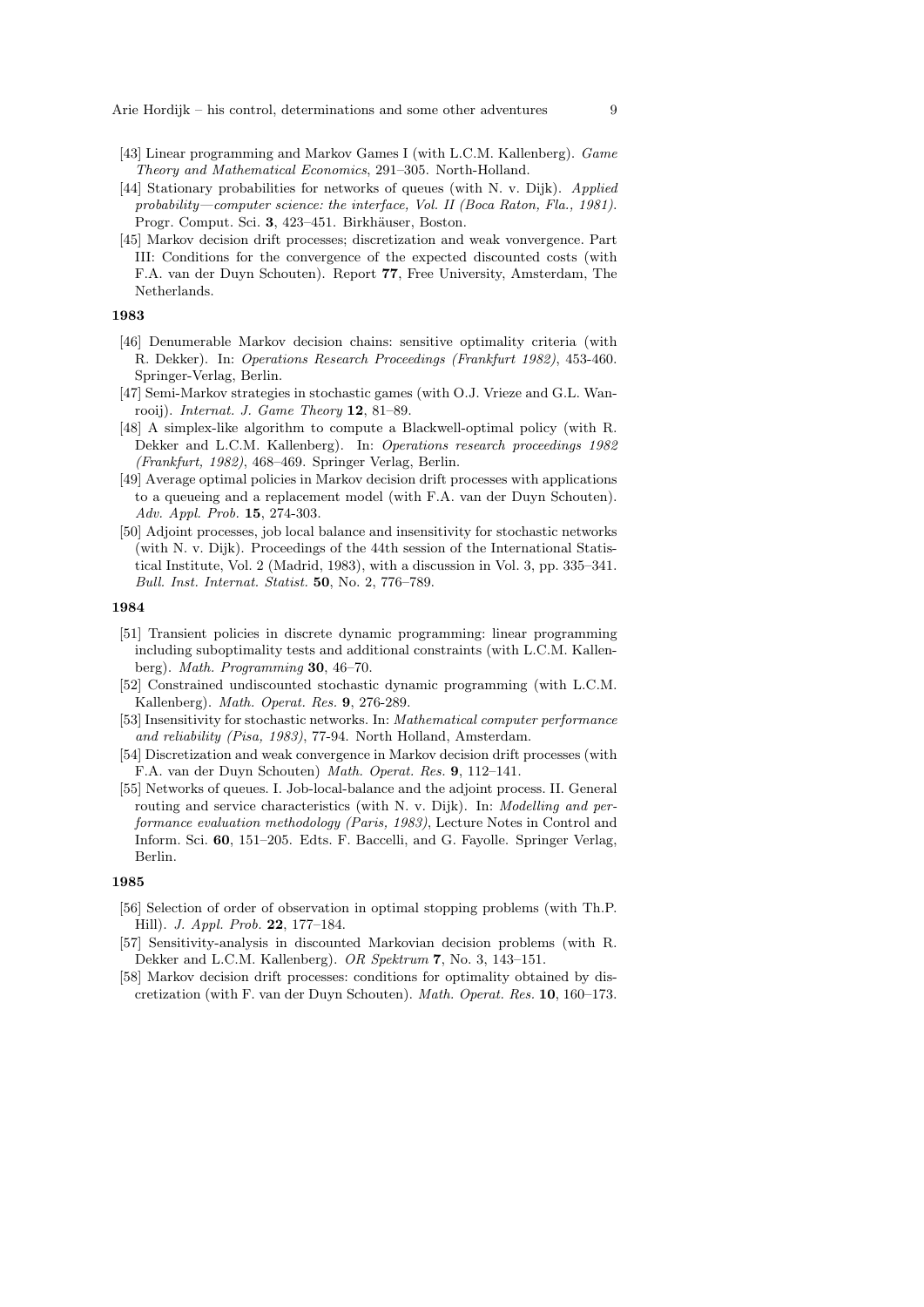[43] Linear programming and Markov Games I (with L.C.M. Kallenberg). *Game Theory and Mathematical Economics*, 291–305. North-Holland.

[44] Stationary probabilities for networks of queues (with N. v. Dijk). *Applied probability—computer science: the interface, Vol. II (Boca Raton, Fla., 1981)*. Progr. Comput. Sci. **3**, 423–451. Birkhäuser, Boston.

[45] Markov decision drift processes; discretization and weak vonvergence. Part III: Conditions for the convergence of the expected discounted costs (with F.A. van der Duyn Schouten). Report **77**, Free University, Amsterdam, The Netherlands.

**1983**

[46] Denumerable Markov decision chains: sensitive optimality criteria (with R. Dekker). In: *Operations Research Proceedings (Frankfurt 1982)*, 453-460. Springer-Verlag, Berlin.

[47] Semi-Markov strategies in stochastic games (with O.J. Vrieze and G.L. Wanrooij). *Internat. J. Game Theory* **12**, 81–89.

[48] A simplex-like algorithm to compute a Blackwell-optimal policy (with R. Dekker and L.C.M. Kallenberg). In: *Operations research proceedings 1982 (Frankfurt, 1982)*, 468–469. Springer Verlag, Berlin.

[49] Average optimal policies in Markov decision drift processes with applications to a queueing and a replacement model (with F.A. van der Duyn Schouten). *Adv. Appl. Prob.* **15**, 274-303.

[50] Adjoint processes, job local balance and insensitivity for stochastic networks (with N. v. Dijk). Proceedings of the 44th session of the International Statistical Institute, Vol. 2 (Madrid, 1983), with a discussion in Vol. 3, pp. 335–341. *Bull. Inst. Internat. Statist.* **50**, No. 2, 776–789.

**1984**

[51] Transient policies in discrete dynamic programming: linear programming including suboptimality tests and additional constraints (with L.C.M. Kallenberg). *Math. Programming* **30**, 46–70.

[52] Constrained undiscounted stochastic dynamic programming (with L.C.M. Kallenberg). *Math. Operat. Res.* **9**, 276-289.

[53] Insensitivity for stochastic networks. In: *Mathematical computer performance and reliability (Pisa, 1983)*, 77-94. North Holland, Amsterdam.

[54] Discretization and weak convergence in Markov decision drift processes (with F.A. van der Duyn Schouten) *Math. Operat. Res.* **9**, 112–141.

[55] Networks of queues. I. Job-local-balance and the adjoint process. II. General routing and service characteristics (with N. v. Dijk). In: *Modelling and performance evaluation methodology (Paris, 1983)*, Lecture Notes in Control and Inform. Sci. **60**, 151–205. Edts. F. Baccelli, and G. Fayolle. Springer Verlag, Berlin.

**1985**

[56] Selection of order of observation in optimal stopping problems (with Th.P. Hill). *J. Appl. Prob.* **22**, 177–184.

[57] Sensitivity-analysis in discounted Markovian decision problems (with R. Dekker and L.C.M. Kallenberg). *OR Spektrum* **7**, No. 3, 143–151.

[58] Markov decision drift processes: conditions for optimality obtained by discretization (with F. van der Duyn Schouten). *Math. Operat. Res.* **10**, 160–173.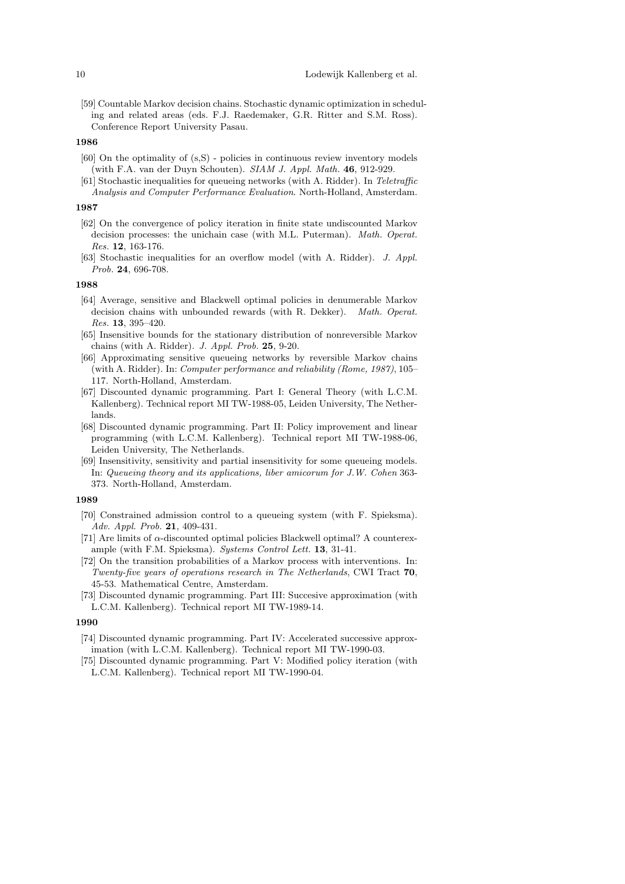[59] Countable Markov decision chains. Stochastic dynamic optimization in scheduling and related areas (eds. F.J. Raedemaker, G.R. Ritter and S.M. Ross). Conference Report University Pasau.

**1986**

[60] On the optimality of (s,S) - policies in continuous review inventory models (with F.A. van der Duyn Schouten). *SIAM J. Appl. Math.* **46**, 912-929.

[61] Stochastic inequalities for queueing networks (with A. Ridder). In *Teletraffic Analysis and Computer Performance Evaluation*. North-Holland, Amsterdam.

**1987**

[62] On the convergence of policy iteration in finite state undiscounted Markov decision processes: the unichain case (with M.L. Puterman). *Math. Operat. Res.* **12**, 163-176.

[63] Stochastic inequalities for an overflow model (with A. Ridder). *J. Appl. Prob.* **24**, 696-708.

**1988**

[64] Average, sensitive and Blackwell optimal policies in denumerable Markov decision chains with unbounded rewards (with R. Dekker). *Math. Operat. Res.* **13**, 395–420.

[65] Insensitive bounds for the stationary distribution of nonreversible Markov chains (with A. Ridder). *J. Appl. Prob.* **25**, 9-20.

[66] Approximating sensitive queueing networks by reversible Markov chains (with A. Ridder). In: *Computer performance and reliability (Rome, 1987)*, 105–117. North-Holland, Amsterdam.

[67] Discounted dynamic programming. Part I: General Theory (with L.C.M. Kallenberg). Technical report MI TW-1988-05, Leiden University, The Netherlands.

[68] Discounted dynamic programming. Part II: Policy improvement and linear programming (with L.C.M. Kallenberg). Technical report MI TW-1988-06, Leiden University, The Netherlands.

[69] Insensitivity, sensitivity and partial insensitivity for some queueing models. In: *Queueing theory and its applications, liber amicorum for J.W. Cohen* 363-373. North-Holland, Amsterdam.

**1989**

[70] Constrained admission control to a queueing system (with F. Spieksma). *Adv. Appl. Prob.* **21**, 409-431.

[71] Are limits of $\alpha$-discounted optimal policies Blackwell optimal? A counterexample (with F.M. Spieksma). *Systems Control Lett.* **13**, 31-41.

[72] On the transition probabilities of a Markov process with interventions. In: *Twenty-five years of operations research in The Netherlands*, CWI Tract **70**, 45-53. Mathematical Centre, Amsterdam.

[73] Discounted dynamic programming. Part III: Succesive approximation (with L.C.M. Kallenberg). Technical report MI TW-1989-14.

**1990**

[74] Discounted dynamic programming. Part IV: Accelerated successive approximation (with L.C.M. Kallenberg). Technical report MI TW-1990-03.

[75] Discounted dynamic programming. Part V: Modified policy iteration (with L.C.M. Kallenberg). Technical report MI TW-1990-04.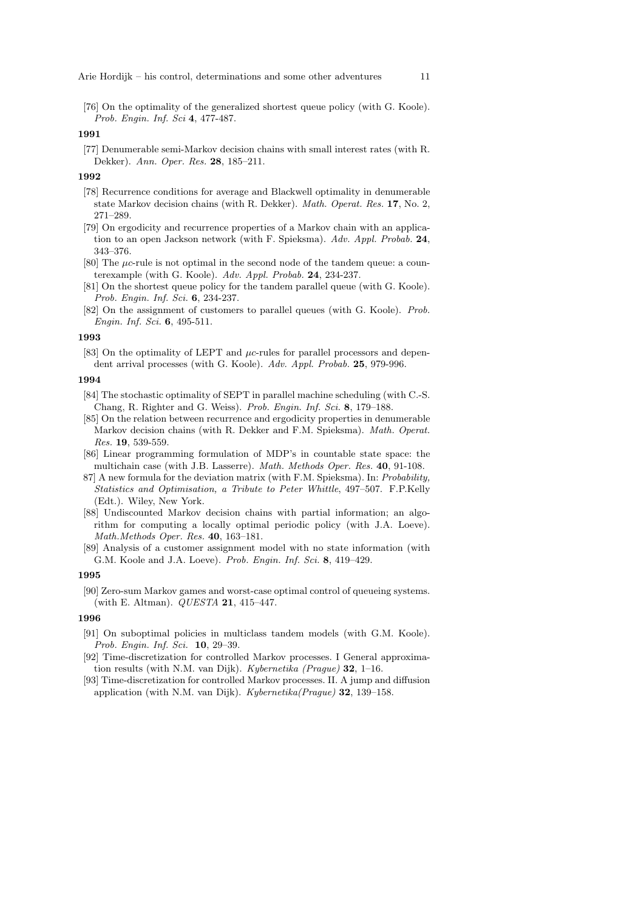[76] On the optimality of the generalized shortest queue policy (with G. Koole). *Prob. Engin. Inf. Sci* **4**, 477-487.

**1991**

[77] Denumerable semi-Markov decision chains with small interest rates (with R. Dekker). *Ann. Oper. Res.* **28**, 185–211.

**1992**

[78] Recurrence conditions for average and Blackwell optimality in denumerable state Markov decision chains (with R. Dekker). *Math. Operat. Res.* **17**, No. 2, 271–289.

[79] On ergodicity and recurrence properties of a Markov chain with an application to an open Jackson network (with F. Spieksma). *Adv. Appl. Probab.* **24**, 343–376.

[80] The $\mu c$-rule is not optimal in the second node of the tandem queue: a counterexample (with G. Koole). *Adv. Appl. Probab.* **24**, 234-237.

[81] On the shortest queue policy for the tandem parallel queue (with G. Koole). *Prob. Engin. Inf. Sci.* **6**, 234-237.

[82] On the assignment of customers to parallel queues (with G. Koole). *Prob. Engin. Inf. Sci.* **6**, 495-511.

**1993**

[83] On the optimality of LEPT and $\mu c$-rules for parallel processors and dependent arrival processes (with G. Koole). *Adv. Appl. Probab.* **25**, 979-996.

**1994**

[84] The stochastic optimality of SEPT in parallel machine scheduling (with C.-S. Chang, R. Righter and G. Weiss). *Prob. Engin. Inf. Sci.* **8**, 179–188.

[85] On the relation between recurrence and ergodicity properties in denumerable Markov decision chains (with R. Dekker and F.M. Spieksma). *Math. Operat. Res.* **19**, 539-559.

[86] Linear programming formulation of MDP's in countable state space: the multichain case (with J.B. Lasserre). *Math. Methods Oper. Res.* **40**, 91-108.

87] A new formula for the deviation matrix (with F.M. Spieksma). In: *Probability, Statistics and Optimisation, a Tribute to Peter Whittle*, 497–507. F.P.Kelly (Edt.). Wiley, New York.

[88] Undiscounted Markov decision chains with partial information; an algorithm for computing a locally optimal periodic policy (with J.A. Loeve). *Math.Methods Oper. Res.* **40**, 163–181.

[89] Analysis of a customer assignment model with no state information (with G.M. Koole and J.A. Loeve). *Prob. Engin. Inf. Sci.* **8**, 419–429.

**1995**

[90] Zero-sum Markov games and worst-case optimal control of queueing systems. (with E. Altman). *QUESTA* **21**, 415–447.

**1996**

[91] On suboptimal policies in multiclass tandem models (with G.M. Koole). *Prob. Engin. Inf. Sci.* **10**, 29–39.

[92] Time-discretization for controlled Markov processes. I General approximation results (with N.M. van Dijk). *Kybernetika (Prague)* **32**, 1–16.

[93] Time-discretization for controlled Markov processes. II. A jump and diffusion application (with N.M. van Dijk). *Kybernetika(Prague)* **32**, 139–158.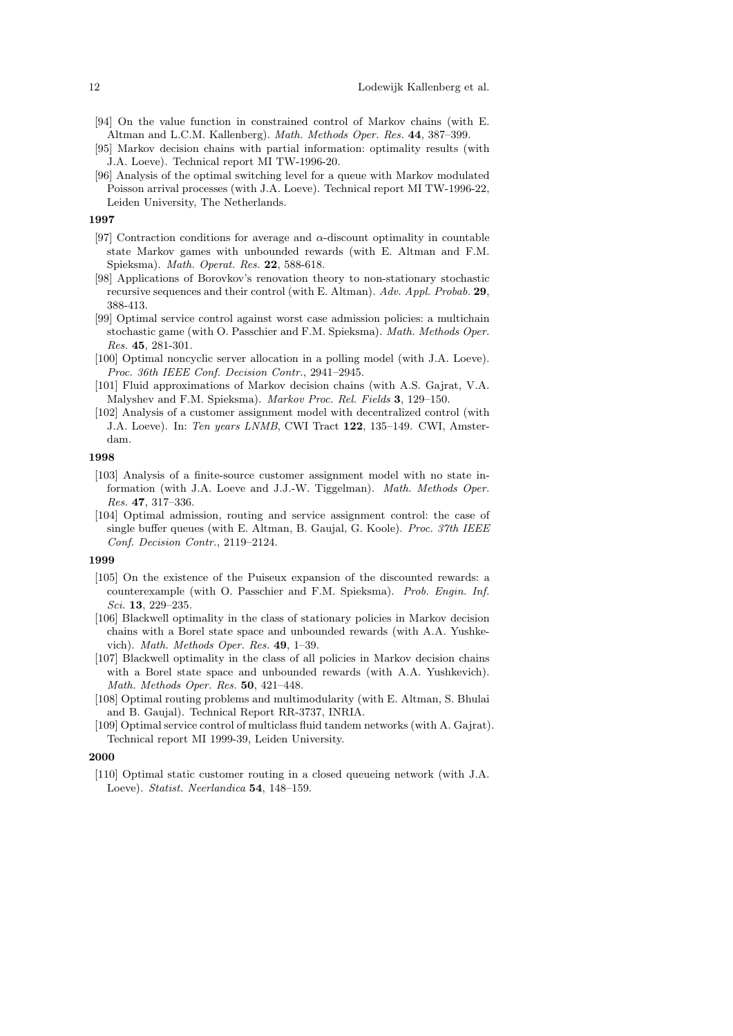[94] On the value function in constrained control of Markov chains (with E. Altman and L.C.M. Kallenberg). *Math. Methods Oper. Res.* **44**, 387–399.

[95] Markov decision chains with partial information: optimality results (with J.A. Loeve). Technical report MI TW-1996-20.

[96] Analysis of the optimal switching level for a queue with Markov modulated Poisson arrival processes (with J.A. Loeve). Technical report MI TW-1996-22, Leiden University, The Netherlands.

**1997**

[97] Contraction conditions for average and $\alpha$-discount optimality in countable state Markov games with unbounded rewards (with E. Altman and F.M. Spieksma). *Math. Operat. Res.* **22**, 588-618.

[98] Applications of Borovkov's renovation theory to non-stationary stochastic recursive sequences and their control (with E. Altman). *Adv. Appl. Probab.* **29**, 388-413.

[99] Optimal service control against worst case admission policies: a multichain stochastic game (with O. Passchier and F.M. Spieksma). *Math. Methods Oper. Res.* **45**, 281-301.

[100] Optimal noncyclic server allocation in a polling model (with J.A. Loeve). *Proc. 36th IEEE Conf. Decision Contr.*, 2941–2945.

[101] Fluid approximations of Markov decision chains (with A.S. Gajrat, V.A. Malyshev and F.M. Spieksma). *Markov Proc. Rel. Fields* **3**, 129–150.

[102] Analysis of a customer assignment model with decentralized control (with J.A. Loeve). In: *Ten years LNMB*, CWI Tract **122**, 135–149. CWI, Amsterdam.

**1998**

[103] Analysis of a finite-source customer assignment model with no state information (with J.A. Loeve and J.J.-W. Tiggelman). *Math. Methods Oper. Res.* **47**, 317–336.

[104] Optimal admission, routing and service assignment control: the case of single buffer queues (with E. Altman, B. Gaujal, G. Koole). *Proc. 37th IEEE Conf. Decision Contr.*, 2119–2124.

**1999**

[105] On the existence of the Puiseux expansion of the discounted rewards: a counterexample (with O. Passchier and F.M. Spieksma). *Prob. Engin. Inf. Sci.* **13**, 229–235.

[106] Blackwell optimality in the class of stationary policies in Markov decision chains with a Borel state space and unbounded rewards (with A.A. Yushkevich). *Math. Methods Oper. Res.* **49**, 1–39.

[107] Blackwell optimality in the class of all policies in Markov decision chains with a Borel state space and unbounded rewards (with A.A. Yushkevich). *Math. Methods Oper. Res.* **50**, 421–448.

[108] Optimal routing problems and multimodularity (with E. Altman, S. Bhulai and B. Gaujal). Technical Report RR-3737, INRIA.

[109] Optimal service control of multiclass fluid tandem networks (with A. Gajrat). Technical report MI 1999-39, Leiden University.

**2000**

[110] Optimal static customer routing in a closed queueing network (with J.A. Loeve). *Statist. Neerlandica* **54**, 148–159.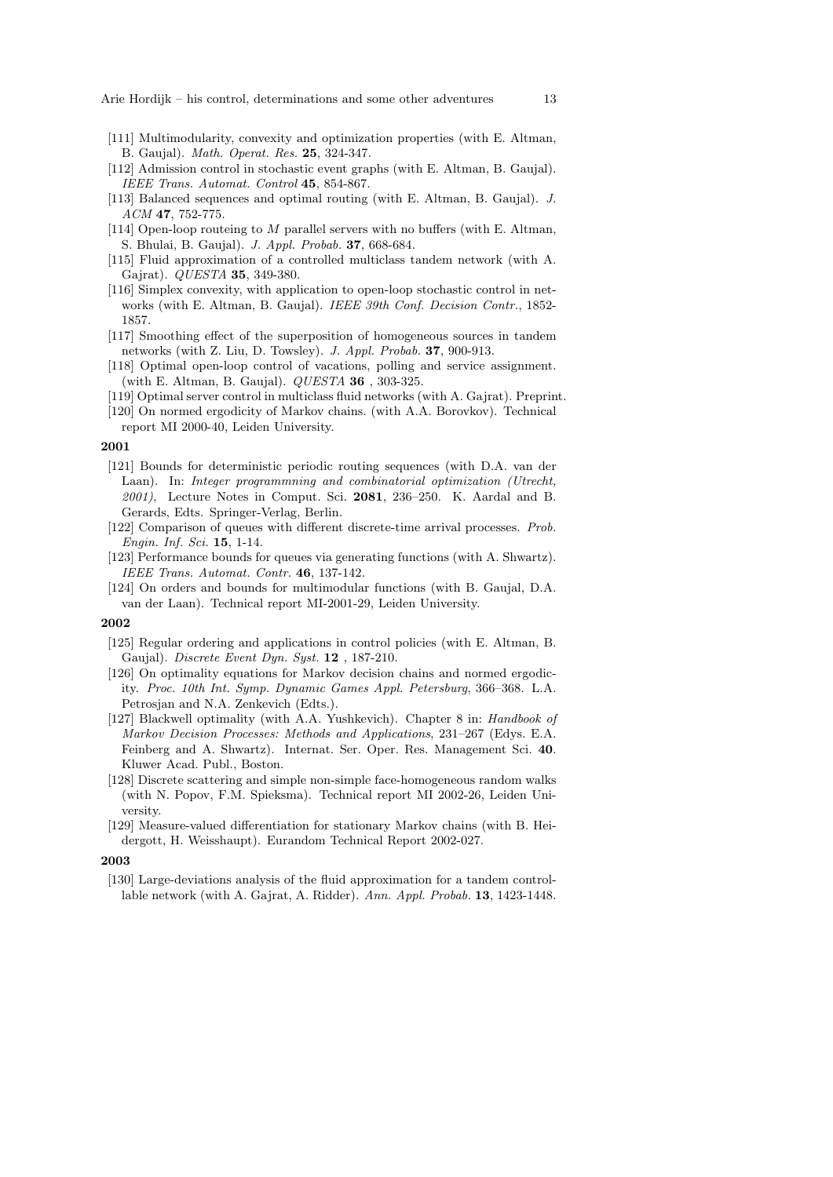[111] Multimodularity, convexity and optimization properties (with E. Altman, B. Gaujal). *Math. Operat. Res.* **25**, 324-347.

[112] Admission control in stochastic event graphs (with E. Altman, B. Gaujal). *IEEE Trans. Automat. Control* **45**, 854-867.

[113] Balanced sequences and optimal routing (with E. Altman, B. Gaujal). *J. ACM* **47**, 752-775.

[114] Open-loop routeing to $M$ parallel servers with no buffers (with E. Altman, S. Bhulai, B. Gaujal). *J. Appl. Probab.* **37**, 668-684.

[115] Fluid approximation of a controlled multiclass tandem network (with A. Gajrat). *QUESTA* **35**, 349-380.

[116] Simplex convexity, with application to open-loop stochastic control in networks (with E. Altman, B. Gaujal). *IEEE 39th Conf. Decision Contr.*, 1852-1857.

[117] Smoothing effect of the superposition of homogeneous sources in tandem networks (with Z. Liu, D. Towsley). *J. Appl. Probab.* **37**, 900-913.

[118] Optimal open-loop control of vacations, polling and service assignment. (with E. Altman, B. Gaujal). *QUESTA* **36** , 303-325.

[119] Optimal server control in multiclass fluid networks (with A. Gajrat). Preprint.

[120] On normed ergodicity of Markov chains. (with A.A. Borovkov). Technical report MI 2000-40, Leiden University.

**2001**

[121] Bounds for deterministic periodic routing sequences (with D.A. van der Laan). In: *Integer programmning and combinatorial optimization (Utrecht, 2001)*, Lecture Notes in Comput. Sci. **2081**, 236–250. K. Aardal and B. Gerards, Edts. Springer-Verlag, Berlin.

[122] Comparison of queues with different discrete-time arrival processes. *Prob. Engin. Inf. Sci.* **15**, 1-14.

[123] Performance bounds for queues via generating functions (with A. Shwartz). *IEEE Trans. Automat. Contr.* **46**, 137-142.

[124] On orders and bounds for multimodular functions (with B. Gaujal, D.A. van der Laan). Technical report MI-2001-29, Leiden University.

**2002**

[125] Regular ordering and applications in control policies (with E. Altman, B. Gaujal). *Discrete Event Dyn. Syst.* **12** , 187-210.

[126] On optimality equations for Markov decision chains and normed ergodicity. *Proc. 10th Int. Symp. Dynamic Games Appl. Petersburg*, 366–368. L.A. Petrosjan and N.A. Zenkevich (Edts.).

[127] Blackwell optimality (with A.A. Yushkevich). Chapter 8 in: *Handbook of Markov Decision Processes: Methods and Applications*, 231–267 (Edys. E.A. Feinberg and A. Shwartz). Internat. Ser. Oper. Res. Management Sci. **40**. Kluwer Acad. Publ., Boston.

[128] Discrete scattering and simple non-simple face-homogeneous random walks (with N. Popov, F.M. Spieksma). Technical report MI 2002-26, Leiden University.

[129] Measure-valued differentiation for stationary Markov chains (with B. Heidergott, H. Weisshaupt). Eurandom Technical Report 2002-027.

**2003**

[130] Large-deviations analysis of the fluid approximation for a tandem controllable network (with A. Gajrat, A. Ridder). *Ann. Appl. Probab.* **13**, 1423-1448.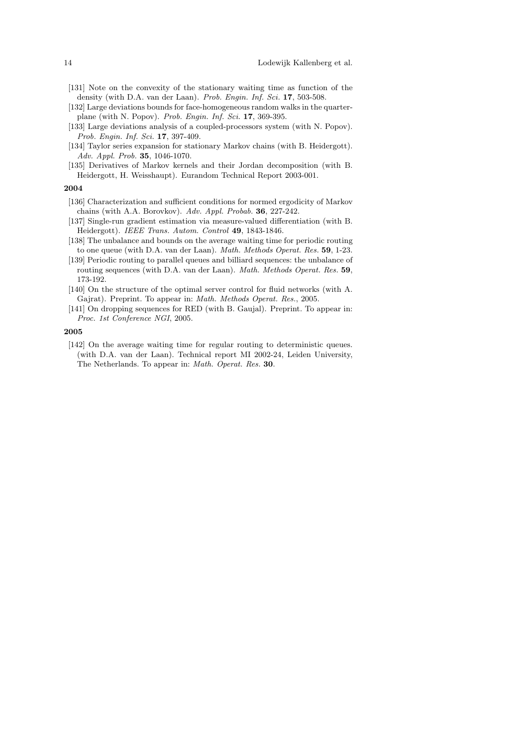[131] Note on the convexity of the stationary waiting time as function of the density (with D.A. van der Laan). *Prob. Engin. Inf. Sci.* **17**, 503-508.

[132] Large deviations bounds for face-homogeneous random walks in the quarter-plane (with N. Popov). *Prob. Engin. Inf. Sci.* **17**, 369-395.

[133] Large deviations analysis of a coupled-processors system (with N. Popov). *Prob. Engin. Inf. Sci.* **17**, 397-409.

[134] Taylor series expansion for stationary Markov chains (with B. Heidergott). *Adv. Appl. Prob.* **35**, 1046-1070.

[135] Derivatives of Markov kernels and their Jordan decomposition (with B. Heidergott, H. Weisshaupt). Eurandom Technical Report 2003-001.

**2004**

[136] Characterization and sufficient conditions for normed ergodicity of Markov chains (with A.A. Borovkov). *Adv. Appl. Probab.* **36**, 227-242.

[137] Single-run gradient estimation via measure-valued differentiation (with B. Heidergott). *IEEE Trans. Autom. Control* **49**, 1843-1846.

[138] The unbalance and bounds on the average waiting time for periodic routing to one queue (with D.A. van der Laan). *Math. Methods Operat. Res.* **59**, 1-23.

[139] Periodic routing to parallel queues and billiard sequences: the unbalance of routing sequences (with D.A. van der Laan). *Math. Methods Operat. Res.* **59**, 173-192.

[140] On the structure of the optimal server control for fluid networks (with A. Gajrat). Preprint. To appear in: *Math. Methods Operat. Res.*, 2005.

[141] On dropping sequences for RED (with B. Gaujal). Preprint. To appear in: *Proc. 1st Conference NGI*, 2005.

**2005**

[142] On the average waiting time for regular routing to deterministic queues. (with D.A. van der Laan). Technical report MI 2002-24, Leiden University, The Netherlands. To appear in: *Math. Operat. Res.* **30**.